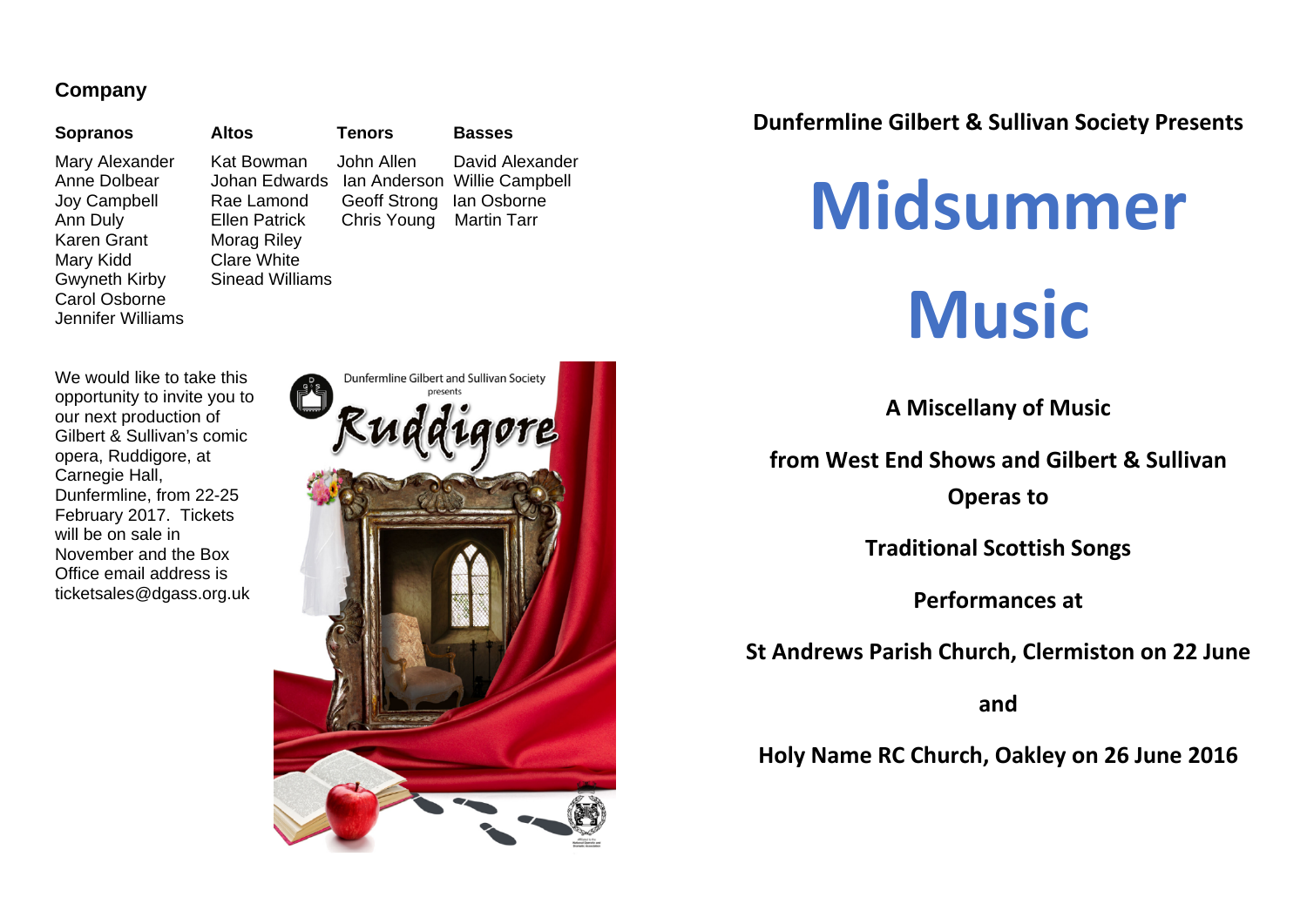## Company

| Sopranos | Altos | Tenors | Basses |
|---|---|---|---|
| Mary Alexander | Kat Bowman | John Allen | David Alexander |
| Anne Dolbear | Johan Edwards | Ian Anderson | Willie Campbell |
| Joy Campbell | Rae Lamond | Geoff Strong | Ian Osborne |
| Ann Duly | Ellen Patrick | Chris Young | Martin Tarr |
| Karen Grant | Morag Riley | | |
| Mary Kidd | Clare White | | |
| Gwyneth Kirby | Sinead Williams | | |
| Carol Osborne | | | |
| Jennifer Williams | | | |

We would like to take this opportunity to invite you to our next production of Gilbert & Sullivan's comic opera, Ruddigore, at Carnegie Hall, Dunfermline, from 22-25 February 2017. Tickets will be on sale in November and the Box Office email address is ticketsales@dgass.org.uk

Dunfermline Gilbert and Sullivan Society presents

Ruddigore

**Dunfermline Gilbert & Sullivan Society Presents**

# Midsummer Music

**A Miscellany of Music**

**from West End Shows and Gilbert & Sullivan Operas to**

**Traditional Scottish Songs**

**Performances at**

**St Andrews Parish Church, Clermiston on 22 June**

**and**

**Holy Name RC Church, Oakley on 26 June 2016**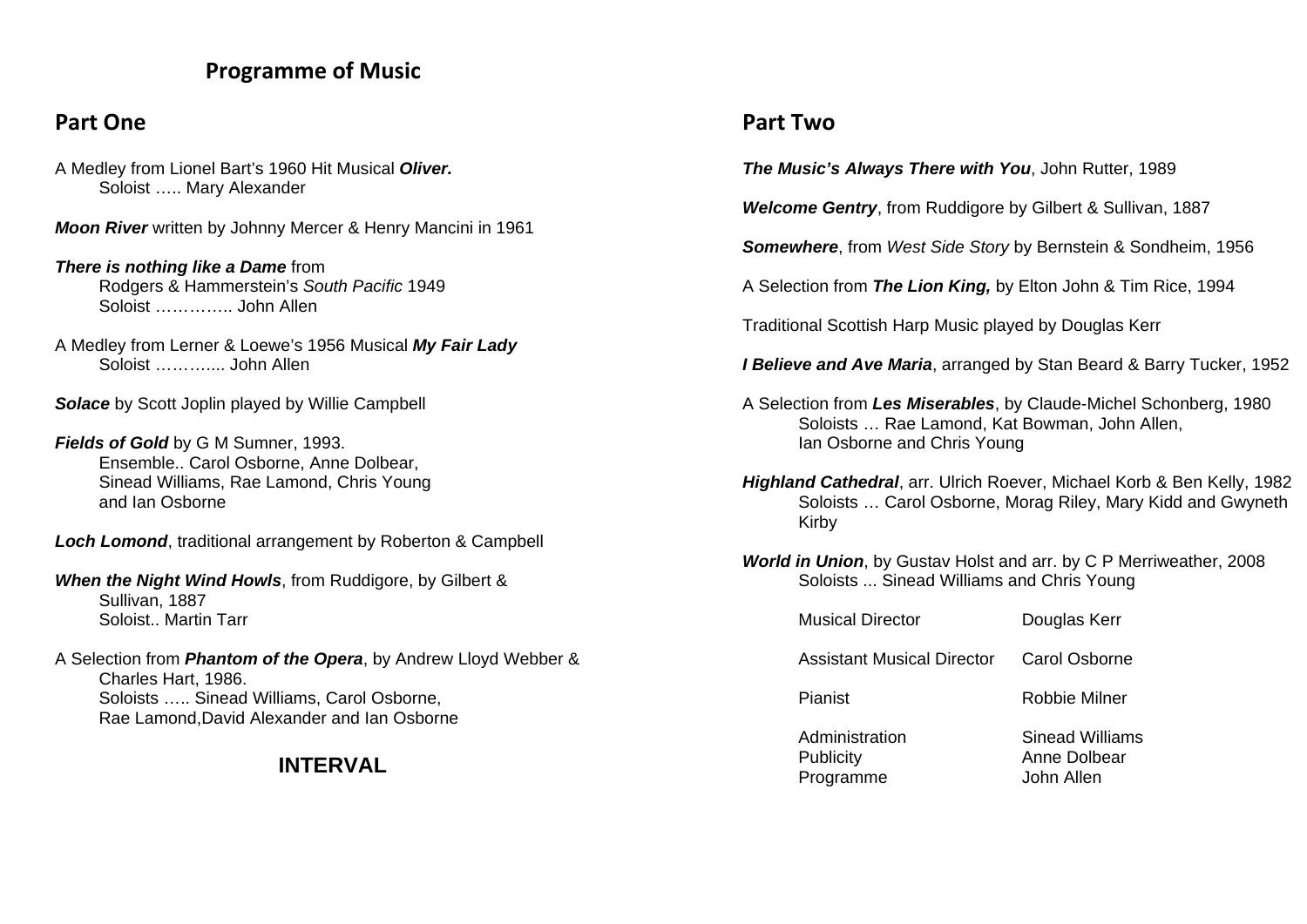## Programme of Music

### Part One

A Medley from Lionel Bart's 1960 Hit Musical ***Oliver.***
Soloist ….. Mary Alexander

***Moon River*** written by Johnny Mercer & Henry Mancini in 1961

***There is nothing like a Dame*** from
Rodgers & Hammerstein's *South Pacific* 1949
Soloist ………….. John Allen

A Medley from Lerner & Loewe's 1956 Musical ***My Fair Lady***
Soloist ……….... John Allen

***Solace*** by Scott Joplin played by Willie Campbell

***Fields of Gold*** by G M Sumner, 1993.
Ensemble.. Carol Osborne, Anne Dolbear,
Sinead Williams, Rae Lamond, Chris Young
and Ian Osborne

***Loch Lomond***, traditional arrangement by Roberton & Campbell

***When the Night Wind Howls***, from Ruddigore, by Gilbert &
Sullivan, 1887
Soloist.. Martin Tarr

A Selection from ***Phantom of the Opera***, by Andrew Lloyd Webber &
Charles Hart, 1986.
Soloists ….. Sinead Williams, Carol Osborne,
Rae Lamond,David Alexander and Ian Osborne

**INTERVAL**

### Part Two

***The Music's Always There with You***, John Rutter, 1989

***Welcome Gentry***, from Ruddigore by Gilbert & Sullivan, 1887

***Somewhere***, from *West Side Story* by Bernstein & Sondheim, 1956

A Selection from ***The Lion King,*** by Elton John & Tim Rice, 1994

Traditional Scottish Harp Music played by Douglas Kerr

***I Believe and Ave Maria***, arranged by Stan Beard & Barry Tucker, 1952

A Selection from ***Les Miserables***, by Claude-Michel Schonberg, 1980
Soloists … Rae Lamond, Kat Bowman, John Allen,
Ian Osborne and Chris Young

***Highland Cathedral***, arr. Ulrich Roever, Michael Korb & Ben Kelly, 1982
Soloists … Carol Osborne, Morag Riley, Mary Kidd and Gwyneth
Kirby

***World in Union***, by Gustav Holst and arr. by C P Merriweather, 2008
Soloists ... Sinead Williams and Chris Young

| | |
|---|---|
| Musical Director | Douglas Kerr |
| Assistant Musical Director | Carol Osborne |
| Pianist | Robbie Milner |
| Administration | Sinead Williams |
| Publicity | Anne Dolbear |
| Programme | John Allen |